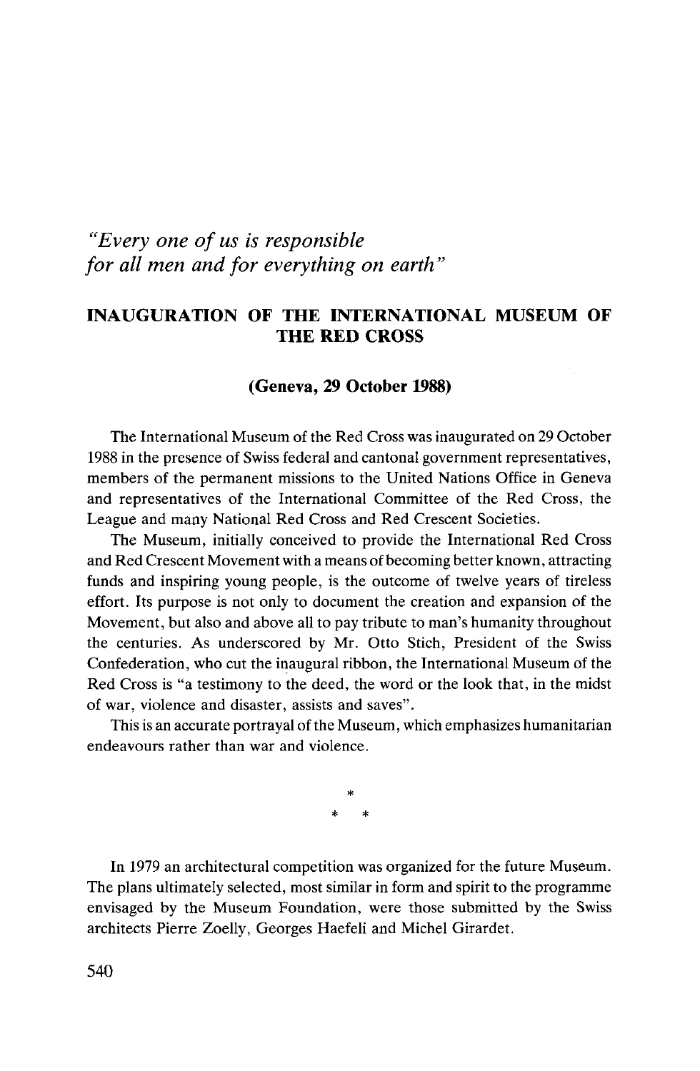*"Every one of us is responsible for all men and for everything on earth"*

## INAUGURATION OF THE INTERNATIONAL MUSEUM OF THE RED CROSS

### (Geneva, 29 October 1988)

The International Museum of the Red Cross was inaugurated on 29 October 1988 in the presence of Swiss federal and cantonal government representatives, members of the permanent missions to the United Nations Office in Geneva and representatives of the International Committee of the Red Cross, the League and many National Red Cross and Red Crescent Societies.

The Museum, initially conceived to provide the International Red Cross and Red Crescent Movement with a means of becoming better known, attracting funds and inspiring young people, is the outcome of twelve years of tireless effort. Its purpose is not only to document the creation and expansion of the Movement, but also and above all to pay tribute to man's humanity throughout the centuries. As underscored by Mr. Otto Stich, President of the Swiss Confederation, who cut the inaugural ribbon, the International Museum of the Red Cross is "a testimony to the deed, the word or the look that, in the midst of war, violence and disaster, assists and saves".

This is an accurate portrayal of the Museum, which emphasizes humanitarian endeavours rather than war and violence.

\*
\* \*

In 1979 an architectural competition was organized for the future Museum. The plans ultimately selected, most similar in form and spirit to the programme envisaged by the Museum Foundation, were those submitted by the Swiss architects Pierre Zoelly, Georges Haefeli and Michel Girardet.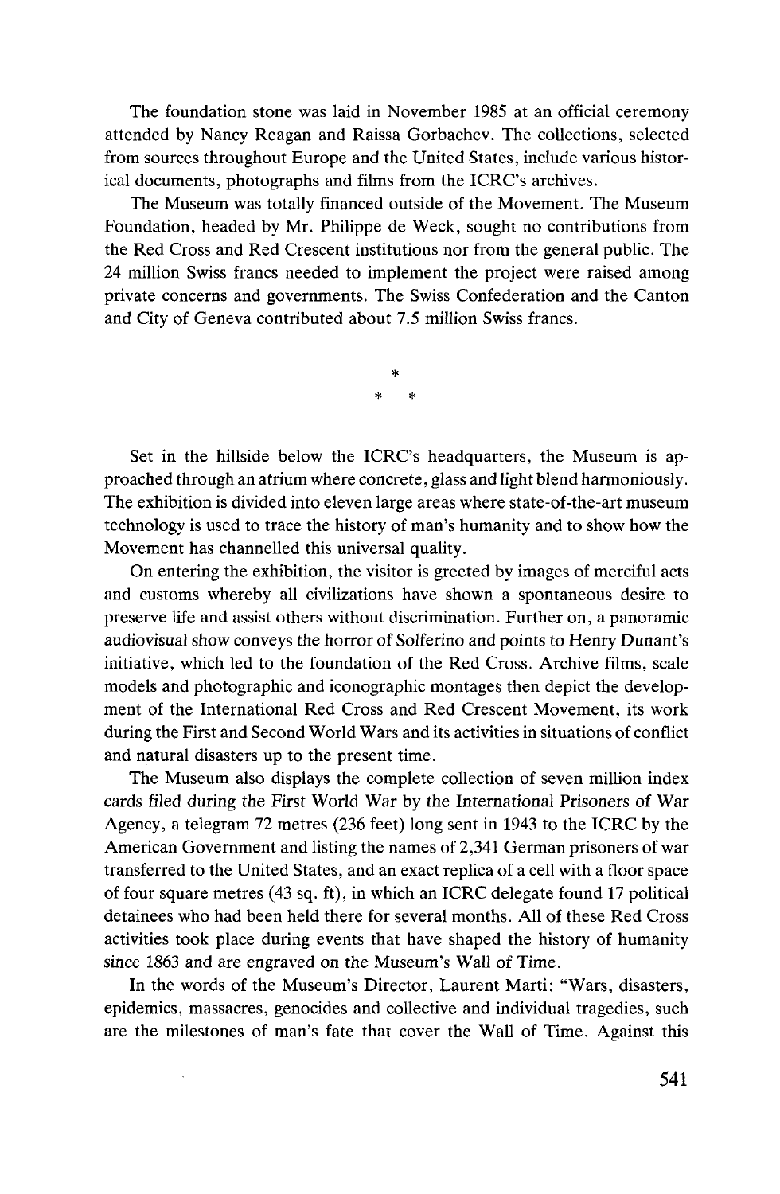The foundation stone was laid in November 1985 at an official ceremony attended by Nancy Reagan and Raissa Gorbachev. The collections, selected from sources throughout Europe and the United States, include various historical documents, photographs and films from the ICRC's archives.

The Museum was totally financed outside of the Movement. The Museum Foundation, headed by Mr. Philippe de Weck, sought no contributions from the Red Cross and Red Crescent institutions nor from the general public. The 24 million Swiss francs needed to implement the project were raised among private concerns and governments. The Swiss Confederation and the Canton and City of Geneva contributed about 7.5 million Swiss francs.

\*
\* \*

Set in the hillside below the ICRC's headquarters, the Museum is approached through an atrium where concrete, glass and light blend harmoniously. The exhibition is divided into eleven large areas where state-of-the-art museum technology is used to trace the history of man's humanity and to show how the Movement has channelled this universal quality.

On entering the exhibition, the visitor is greeted by images of merciful acts and customs whereby all civilizations have shown a spontaneous desire to preserve life and assist others without discrimination. Further on, a panoramic audiovisual show conveys the horror of Solferino and points to Henry Dunant's initiative, which led to the foundation of the Red Cross. Archive films, scale models and photographic and iconographic montages then depict the development of the International Red Cross and Red Crescent Movement, its work during the First and Second World Wars and its activities in situations of conflict and natural disasters up to the present time.

The Museum also displays the complete collection of seven million index cards filed during the First World War by the International Prisoners of War Agency, a telegram 72 metres (236 feet) long sent in 1943 to the ICRC by the American Government and listing the names of 2,341 German prisoners of war transferred to the United States, and an exact replica of a cell with a floor space of four square metres (43 sq. ft), in which an ICRC delegate found 17 political detainees who had been held there for several months. All of these Red Cross activities took place during events that have shaped the history of humanity since 1863 and are engraved on the Museum's Wall of Time.

In the words of the Museum's Director, Laurent Marti: "Wars, disasters, epidemics, massacres, genocides and collective and individual tragedies, such are the milestones of man's fate that cover the Wall of Time. Against this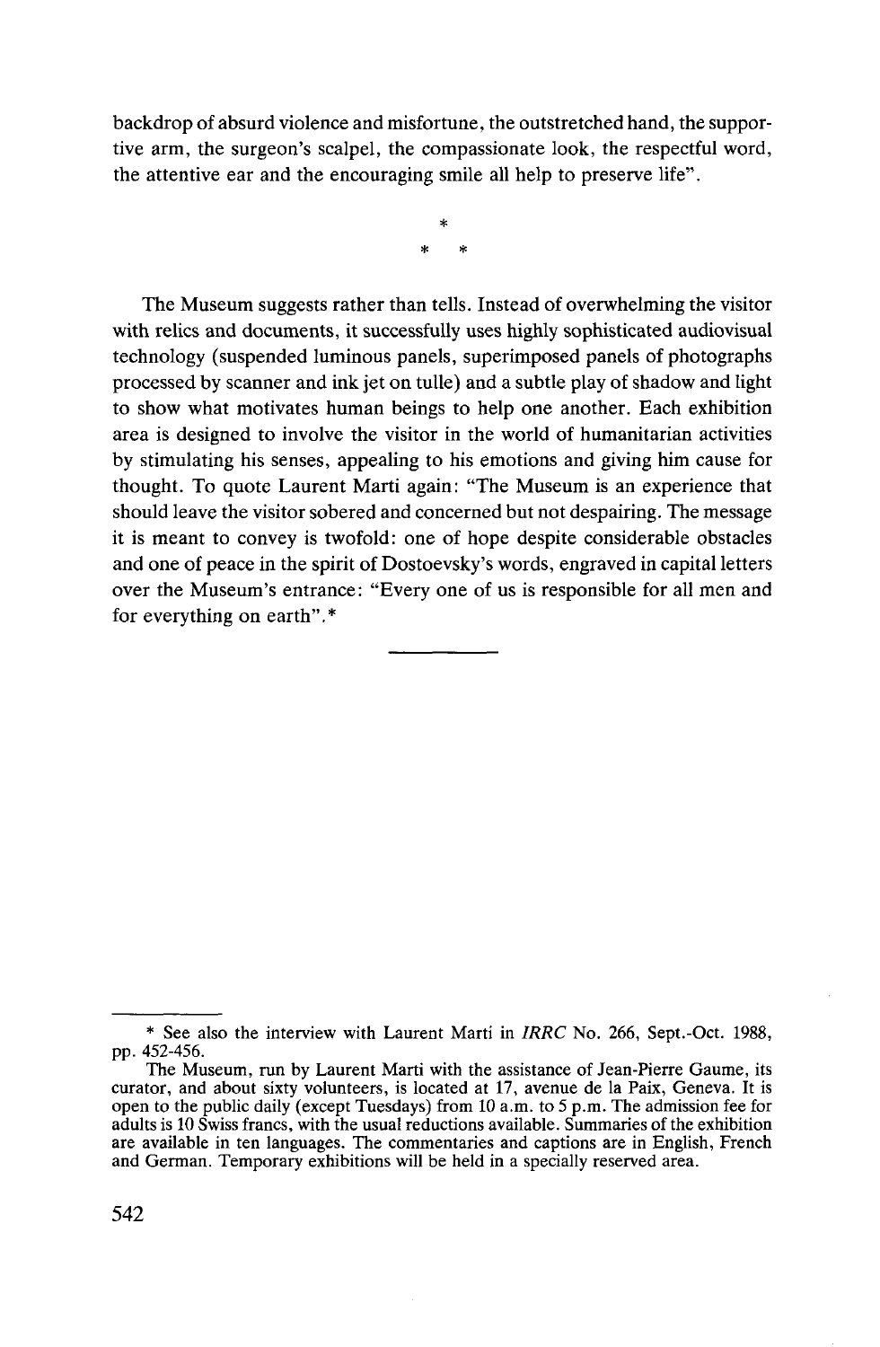backdrop of absurd violence and misfortune, the outstretched hand, the supportive arm, the surgeon's scalpel, the compassionate look, the respectful word, the attentive ear and the encouraging smile all help to preserve life".

\*

\* \*

The Museum suggests rather than tells. Instead of overwhelming the visitor with relics and documents, it successfully uses highly sophisticated audiovisual technology (suspended luminous panels, superimposed panels of photographs processed by scanner and ink jet on tulle) and a subtle play of shadow and light to show what motivates human beings to help one another. Each exhibition area is designed to involve the visitor in the world of humanitarian activities by stimulating his senses, appealing to his emotions and giving him cause for thought. To quote Laurent Marti again: "The Museum is an experience that should leave the visitor sobered and concerned but not despairing. The message it is meant to convey is twofold: one of hope despite considerable obstacles and one of peace in the spirit of Dostoevsky's words, engraved in capital letters over the Museum's entrance: "Every one of us is responsible for all men and for everything on earth".*

---

\* See also the interview with Laurent Marti in *IRRC* No. 266, Sept.-Oct. 1988, pp. 452-456.

The Museum, run by Laurent Marti with the assistance of Jean-Pierre Gaume, its curator, and about sixty volunteers, is located at 17, avenue de la Paix, Geneva. It is open to the public daily (except Tuesdays) from 10 a.m. to 5 p.m. The admission fee for adults is 10 Swiss francs, with the usual reductions available. Summaries of the exhibition are available in ten languages. The commentaries and captions are in English, French and German. Temporary exhibitions will be held in a specially reserved area.